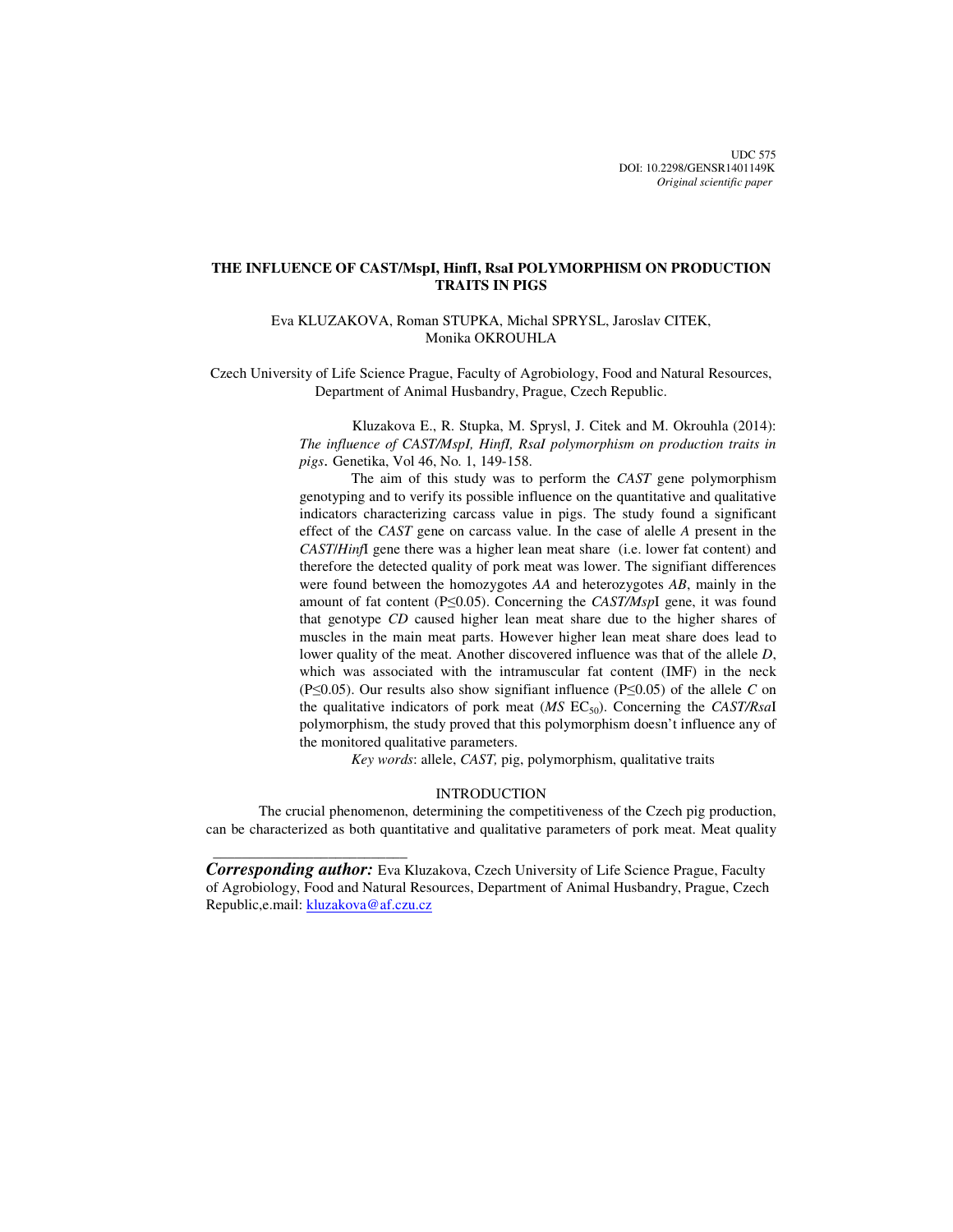UDC 575
DOI: 10.2298/GENSR1401149K
*Original scientific paper*

# THE INFLUENCE OF CAST/MspI, HinfI, RsaI POLYMORPHISM ON PRODUCTION TRAITS IN PIGS

Eva KLUZAKOVA, Roman STUPKA, Michal SPRYSL, Jaroslav CITEK, Monika OKROUHLA

Czech University of Life Science Prague, Faculty of Agrobiology, Food and Natural Resources, Department of Animal Husbandry, Prague, Czech Republic.

Kluzakova E., R. Stupka, M. Sprysl, J. Citek and M. Okrouhla (2014): *The influence of CAST/MspI, HinfI, RsaI polymorphism on production traits in pigs*. Genetika, Vol 46, No. 1, 149-158.

The aim of this study was to perform the *CAST* gene polymorphism genotyping and to verify its possible influence on the quantitative and qualitative indicators characterizing carcass value in pigs. The study found a significant effect of the *CAST* gene on carcass value. In the case of alelle *A* present in the *CAST*/*Hinf*I gene there was a higher lean meat share (i.e. lower fat content) and therefore the detected quality of pork meat was lower. The signifiant differences were found between the homozygotes *AA* and heterozygotes *AB*, mainly in the amount of fat content (P≤0.05). Concerning the *CAST/Msp*I gene, it was found that genotype *CD* caused higher lean meat share due to the higher shares of muscles in the main meat parts. However higher lean meat share does lead to lower quality of the meat. Another discovered influence was that of the allele *D*, which was associated with the intramuscular fat content (IMF) in the neck (P≤0.05). Our results also show signifiant influence (P≤0.05) of the allele *C* on the qualitative indicators of pork meat (*MS* $EC_{50}$). Concerning the *CAST/Rsa*I polymorphism, the study proved that this polymorphism doesn't influence any of the monitored qualitative parameters.

*Key words*: allele, *CAST,* pig, polymorphism, qualitative traits

## INTRODUCTION

The crucial phenomenon, determining the competitiveness of the Czech pig production, can be characterized as both quantitative and qualitative parameters of pork meat. Meat quality

---

***Corresponding author:*** Eva Kluzakova, Czech University of Life Science Prague, Faculty of Agrobiology, Food and Natural Resources, Department of Animal Husbandry, Prague, Czech Republic,e.mail: kluzakova@af.czu.cz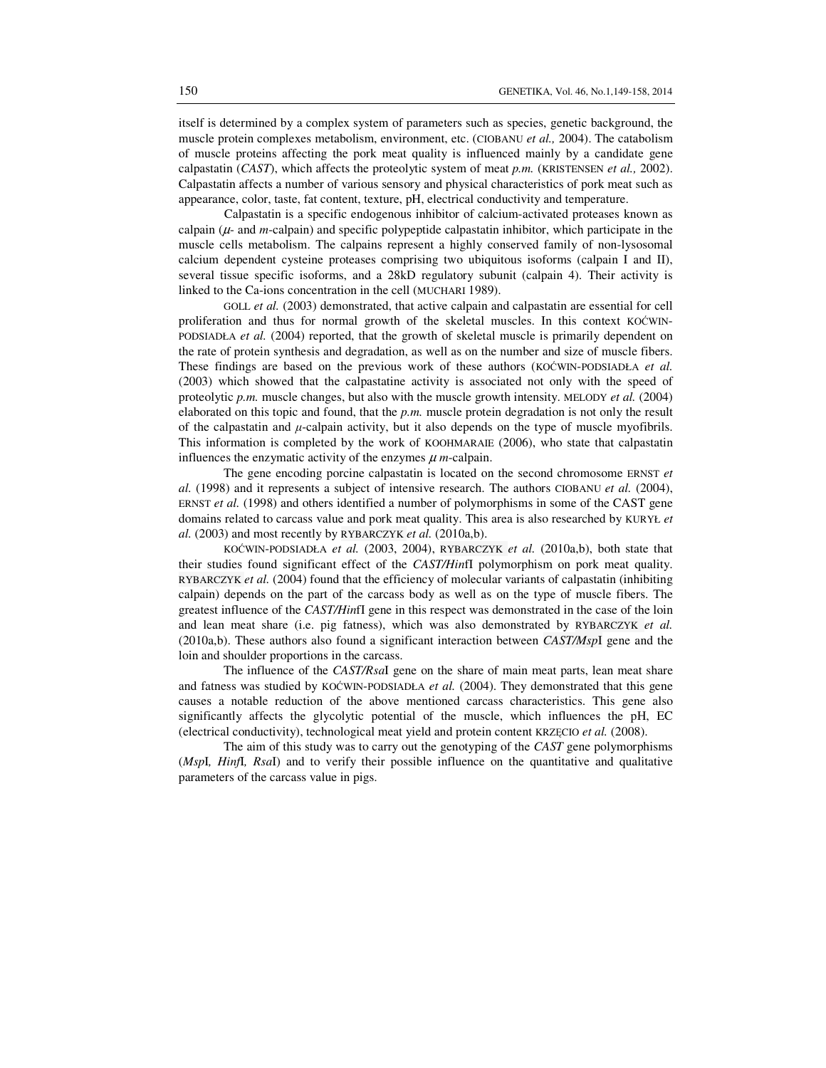itself is determined by a complex system of parameters such as species, genetic background, the muscle protein complexes metabolism, environment, etc. (CIOBANU *et al.,* 2004). The catabolism of muscle proteins affecting the pork meat quality is influenced mainly by a candidate gene calpastatin (*CAST*), which affects the proteolytic system of meat *p.m.* (KRISTENSEN *et al.,* 2002). Calpastatin affects a number of various sensory and physical characteristics of pork meat such as appearance, color, taste, fat content, texture, pH, electrical conductivity and temperature.

Calpastatin is a specific endogenous inhibitor of calcium-activated proteases known as calpain ($\mu$- and *m*-calpain) and specific polypeptide calpastatin inhibitor, which participate in the muscle cells metabolism. The calpains represent a highly conserved family of non-lysosomal calcium dependent cysteine proteases comprising two ubiquitous isoforms (calpain I and II), several tissue specific isoforms, and a 28kD regulatory subunit (calpain 4). Their activity is linked to the Ca-ions concentration in the cell (MUCHARI 1989).

GOLL *et al.* (2003) demonstrated, that active calpain and calpastatin are essential for cell proliferation and thus for normal growth of the skeletal muscles. In this context KOĆWIN-PODSIADŁA *et al.* (2004) reported, that the growth of skeletal muscle is primarily dependent on the rate of protein synthesis and degradation, as well as on the number and size of muscle fibers. These findings are based on the previous work of these authors (KOĆWIN-PODSIADŁA *et al.* (2003) which showed that the calpastatine activity is associated not only with the speed of proteolytic *p.m.* muscle changes, but also with the muscle growth intensity. MELODY *et al.* (2004) elaborated on this topic and found, that the *p.m.* muscle protein degradation is not only the result of the calpastatin and $\mu$-calpain activity, but it also depends on the type of muscle myofibrils. This information is completed by the work of KOOHMARAIE (2006), who state that calpastatin influences the enzymatic activity of the enzymes $\mu$ *m*-calpain.

The gene encoding porcine calpastatin is located on the second chromosome ERNST *et al.* (1998) and it represents a subject of intensive research. The authors CIOBANU *et al.* (2004), ERNST *et al.* (1998) and others identified a number of polymorphisms in some of the CAST gene domains related to carcass value and pork meat quality. This area is also researched by KURYŁ *et al.* (2003) and most recently by RYBARCZYK *et al.* (2010a,b).

KOĆWIN-PODSIADŁA *et al.* (2003, 2004), RYBARCZYK *et al.* (2010a,b), both state that their studies found significant effect of the *CAST/Hinf*I polymorphism on pork meat quality. RYBARCZYK *et al.* (2004) found that the efficiency of molecular variants of calpastatin (inhibiting calpain) depends on the part of the carcass body as well as on the type of muscle fibers. The greatest influence of the *CAST/Hinf*I gene in this respect was demonstrated in the case of the loin and lean meat share (i.e. pig fatness), which was also demonstrated by RYBARCZYK *et al.* (2010a,b). These authors also found a significant interaction between *CAST/Msp*I gene and the loin and shoulder proportions in the carcass.

The influence of the *CAST/Rsa*I gene on the share of main meat parts, lean meat share and fatness was studied by KOĆWIN-PODSIADŁA *et al.* (2004). They demonstrated that this gene causes a notable reduction of the above mentioned carcass characteristics. This gene also significantly affects the glycolytic potential of the muscle, which influences the pH, EC (electrical conductivity), technological meat yield and protein content KRZĘCIO *et al.* (2008).

The aim of this study was to carry out the genotyping of the *CAST* gene polymorphisms (*Msp*I*, Hinf*I*, Rsa*I) and to verify their possible influence on the quantitative and qualitative parameters of the carcass value in pigs.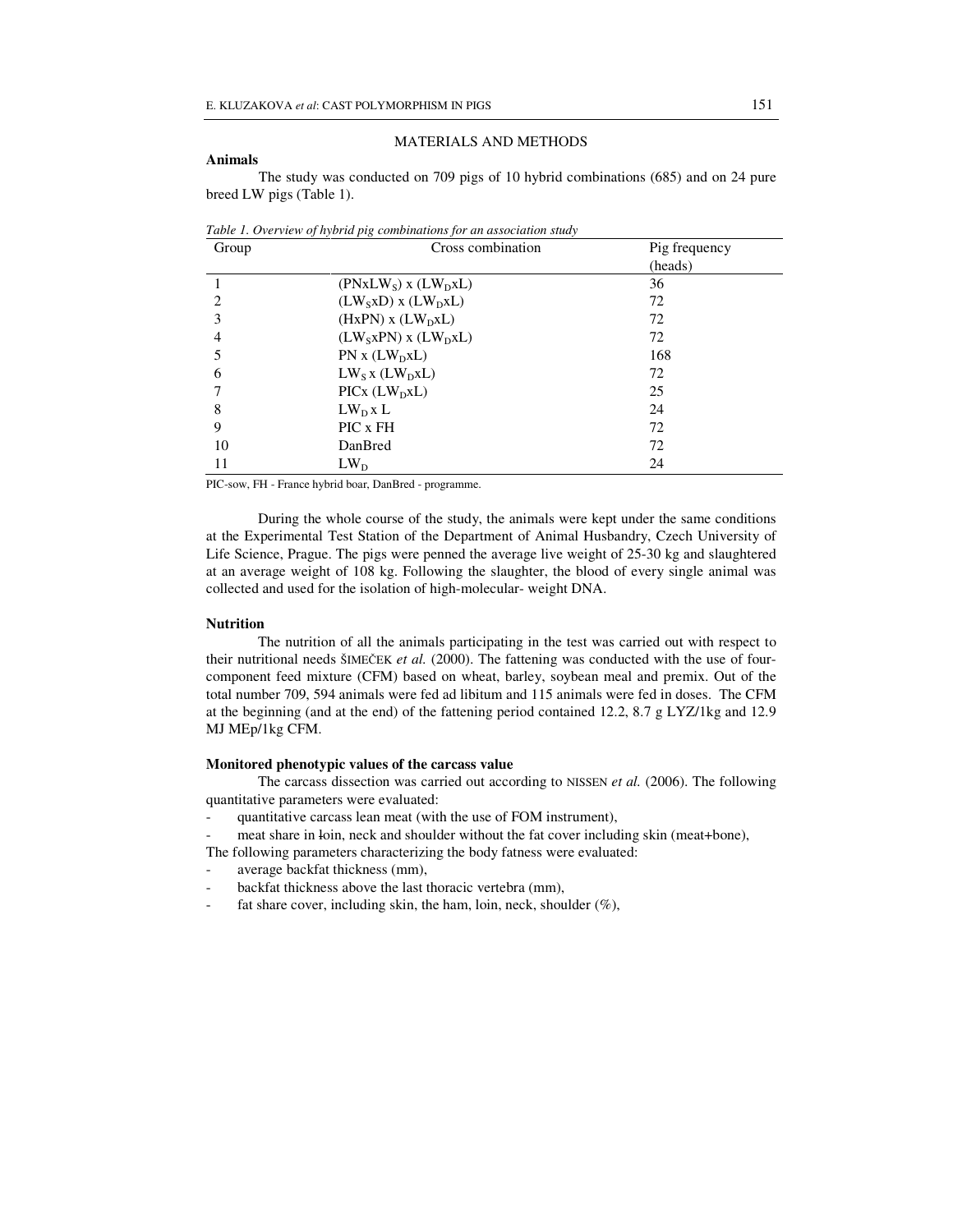## MATERIALS AND METHODS

### Animals

The study was conducted on 709 pigs of 10 hybrid combinations (685) and on 24 pure breed LW pigs (Table 1).

*Table 1. Overview of hybrid pig combinations for an association study*

| Group | Cross combination | Pig frequency (heads) |
|---|---|---|
| 1 | $(PNxLW_S)$ x $(LW_DxL)$ | 36 |
| 2 | $(LW_SxD)$ x $(LW_DxL)$ | 72 |
| 3 | (HxPN) x $(LW_DxL)$ | 72 |
| 4 | $(LW_SxPN)$ x $(LW_DxL)$ | 72 |
| 5 | PN x $(LW_DxL)$ | 168 |
| 6 | $LW_S$ x $(LW_DxL)$ | 72 |
| 7 | PICx $(LW_DxL)$ | 25 |
| 8 | $LW_D$ x L | 24 |
| 9 | PIC x FH | 72 |
| 10 | DanBred | 72 |
| 11 | $LW_D$ | 24 |

PIC-sow, FH - France hybrid boar, DanBred - programme.

During the whole course of the study, the animals were kept under the same conditions at the Experimental Test Station of the Department of Animal Husbandry, Czech University of Life Science, Prague. The pigs were penned the average live weight of 25-30 kg and slaughtered at an average weight of 108 kg. Following the slaughter, the blood of every single animal was collected and used for the isolation of high-molecular- weight DNA.

### Nutrition

The nutrition of all the animals participating in the test was carried out with respect to their nutritional needs ŠIMEČEK *et al.* (2000). The fattening was conducted with the use of four-component feed mixture (CFM) based on wheat, barley, soybean meal and premix. Out of the total number 709, 594 animals were fed ad libitum and 115 animals were fed in doses. The CFM at the beginning (and at the end) of the fattening period contained 12.2, 8.7 g LYZ/1kg and 12.9 MJ MEp/1kg CFM.

### Monitored phenotypic values of the carcass value

The carcass dissection was carried out according to NISSEN *et al.* (2006). The following quantitative parameters were evaluated:

- quantitative carcass lean meat (with the use of FOM instrument),
- meat share in loin, neck and shoulder without the fat cover including skin (meat+bone),

The following parameters characterizing the body fatness were evaluated:

- average backfat thickness (mm),
- backfat thickness above the last thoracic vertebra (mm),
- fat share cover, including skin, the ham, loin, neck, shoulder (%),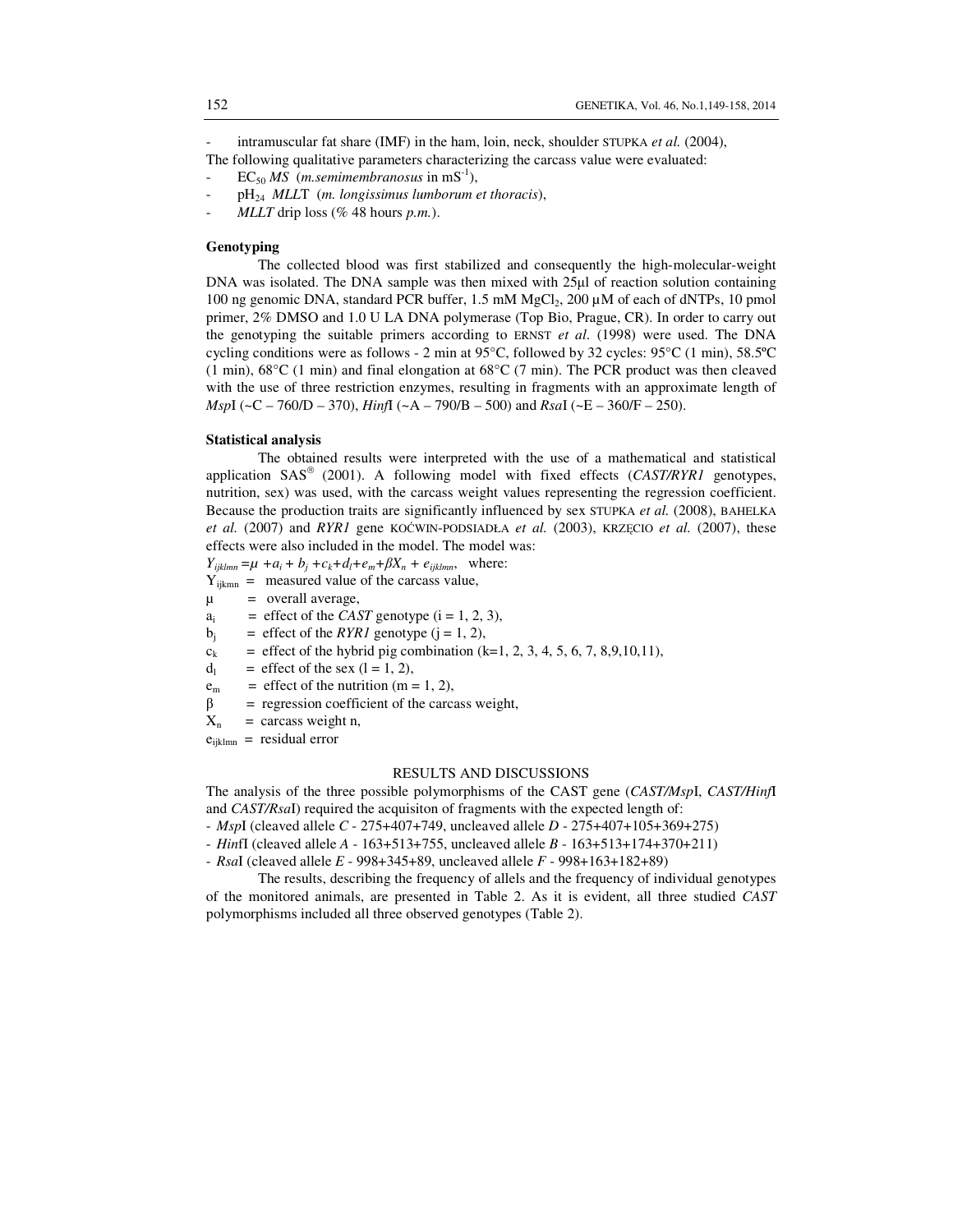- intramuscular fat share (IMF) in the ham, loin, neck, shoulder STUPKA *et al.* (2004),

The following qualitative parameters characterizing the carcass value were evaluated:

- $EC_{50}$ *MS* (*m.semimembranosus* in $mS^{-1}$),
- $pH_{24}$ *MLLT* (*m. longissimus lumborum et thoracis*),
- *MLLT* drip loss (% 48 hours *p.m.*).

**Genotyping**

The collected blood was first stabilized and consequently the high-molecular-weight DNA was isolated. The DNA sample was then mixed with 25µl of reaction solution containing 100 ng genomic DNA, standard PCR buffer, 1.5 mM $MgCl_2$, 200 µM of each of dNTPs, 10 pmol primer, 2% DMSO and 1.0 U LA DNA polymerase (Top Bio, Prague, CR). In order to carry out the genotyping the suitable primers according to ERNST *et al.* (1998) were used. The DNA cycling conditions were as follows - 2 min at 95°C, followed by 32 cycles: 95°C (1 min), 58.5ºC (1 min), 68°C (1 min) and final elongation at 68°C (7 min). The PCR product was then cleaved with the use of three restriction enzymes, resulting in fragments with an approximate length of *Msp*I (~C – 760/D – 370), *Hinf*I (~A – 790/B – 500) and *Rsa*I (~E – 360/F – 250).

**Statistical analysis**

The obtained results were interpreted with the use of a mathematical and statistical application SAS® (2001). A following model with fixed effects (*CAST/RYR1* genotypes, nutrition, sex) was used, with the carcass weight values representing the regression coefficient. Because the production traits are significantly influenced by sex STUPKA *et al.* (2008), BAHELKA *et al.* (2007) and *RYR1* gene KOĆWIN-PODSIADŁA *et al.* (2003), KRZĘCIO *et al.* (2007), these effects were also included in the model. The model was:

$Y_{ijklmn} = \mu + a_i + b_j + c_k + d_l + e_m + \beta X_n + e_{ijklmn}$, where:

$Y_{ijkmn}$ = measured value of the carcass value,
$\mu$ = overall average,
$a_i$ = effect of the *CAST* genotype (i = 1, 2, 3),
$b_j$ = effect of the *RYR1* genotype (j = 1, 2),
$c_k$ = effect of the hybrid pig combination (k=1, 2, 3, 4, 5, 6, 7, 8,9,10,11),
$d_l$ = effect of the sex (l = 1, 2),
$e_m$ = effect of the nutrition (m = 1, 2),
$\beta$ = regression coefficient of the carcass weight,
$X_n$ = carcass weight n,
$e_{ijklmn}$ = residual error

## RESULTS AND DISCUSSIONS

The analysis of the three possible polymorphisms of the CAST gene (*CAST/Msp*I, *CAST/Hinf*I and *CAST/Rsa*I) required the acquisiton of fragments with the expected length of:

- *Msp*I (cleaved allele *C* - 275+407+749, uncleaved allele *D* - 275+407+105+369+275)
- *Hin*fI (cleaved allele *A* - 163+513+755, uncleaved allele *B* - 163+513+174+370+211)
- *Rsa*I (cleaved allele *E* - 998+345+89, uncleaved allele *F* - 998+163+182+89)

The results, describing the frequency of allels and the frequency of individual genotypes of the monitored animals, are presented in Table 2. As it is evident, all three studied *CAST* polymorphisms included all three observed genotypes (Table 2).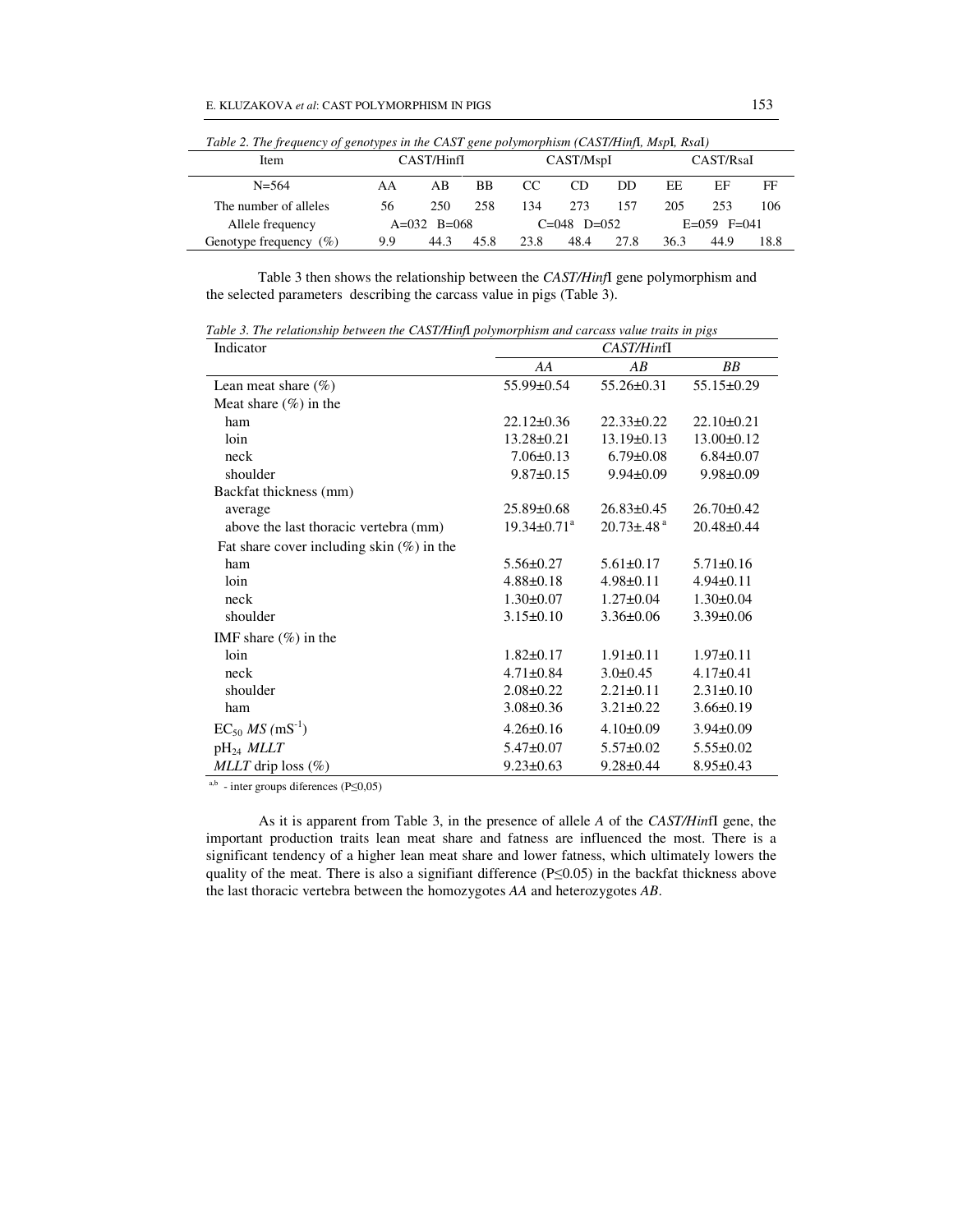*Table 2. The frequency of genotypes in the CAST gene polymorphism (CAST/HinfI, MspI, RsaI)*

| Item | CAST/HinfI | | | CAST/MspI | | | CAST/RsaI | | |
|---|---|---|---|---|---|---|---|---|---|
| N=564 | AA | AB | BB | CC | CD | DD | EE | EF | FF |
| The number of alleles | 56 | 250 | 258 | 134 | 273 | 157 | 205 | 253 | 106 |
| Allele frequency | A=032 B=068 | | | C=048 D=052 | | | E=059 F=041 | | |
| Genotype frequency (%) | 9.9 | 44.3 | 45.8 | 23.8 | 48.4 | 27.8 | 36.3 | 44.9 | 18.8 |

Table 3 then shows the relationship between the *CAST/Hinf*I gene polymorphism and the selected parameters describing the carcass value in pigs (Table 3).

*Table 3. The relationship between the CAST/HinfI polymorphism and carcass value traits in pigs*

| Indicator | *CAST/Hinf*I | | |
|---|---|---|---|
| | *AA* | *AB* | *BB* |
| Lean meat share (%) | 55.99±0.54 | 55.26±0.31 | 55.15±0.29 |
| Meat share (%) in the | | | |
| ham | 22.12±0.36 | 22.33±0.22 | 22.10±0.21 |
| loin | 13.28±0.21 | 13.19±0.13 | 13.00±0.12 |
| neck | 7.06±0.13 | 6.79±0.08 | 6.84±0.07 |
| shoulder | 9.87±0.15 | 9.94±0.09 | 9.98±0.09 |
| Backfat thickness (mm) | | | |
| average | 25.89±0.68 | 26.83±0.45 | 26.70±0.42 |
| above the last thoracic vertebra (mm) | 19.34±0.71[a] | 20.73±.48[a] | 20.48±0.44 |
| Fat share cover including skin (%) in the | | | |
| ham | 5.56±0.27 | 5.61±0.17 | 5.71±0.16 |
| loin | 4.88±0.18 | 4.98±0.11 | 4.94±0.11 |
| neck | 1.30±0.07 | 1.27±0.04 | 1.30±0.04 |
| shoulder | 3.15±0.10 | 3.36±0.06 | 3.39±0.06 |
| IMF share (%) in the | | | |
| loin | 1.82±0.17 | 1.91±0.11 | 1.97±0.11 |
| neck | 4.71±0.84 | 3.0±0.45 | 4.17±0.41 |
| shoulder | 2.08±0.22 | 2.21±0.11 | 2.31±0.10 |
| ham | 3.08±0.36 | 3.21±0.22 | 3.66±0.19 |
| $EC_{50}$ *MS* ($mS^{-1}$) | 4.26±0.16 | 4.10±0.09 | 3.94±0.09 |
| $pH_{24}$ *MLLT* | 5.47±0.07 | 5.57±0.02 | 5.55±0.02 |
| *MLLT* drip loss (%) | 9.23±0.63 | 9.28±0.44 | 8.95±0.43 |

[a,b] - inter groups diferences (P≤0,05)

As it is apparent from Table 3, in the presence of allele *A* of the *CAST/Hinf*I gene, the important production traits lean meat share and fatness are influenced the most. There is a significant tendency of a higher lean meat share and lower fatness, which ultimately lowers the quality of the meat. There is also a signifiant difference (P≤0.05) in the backfat thickness above the last thoracic vertebra between the homozygotes *AA* and heterozygotes *AB*.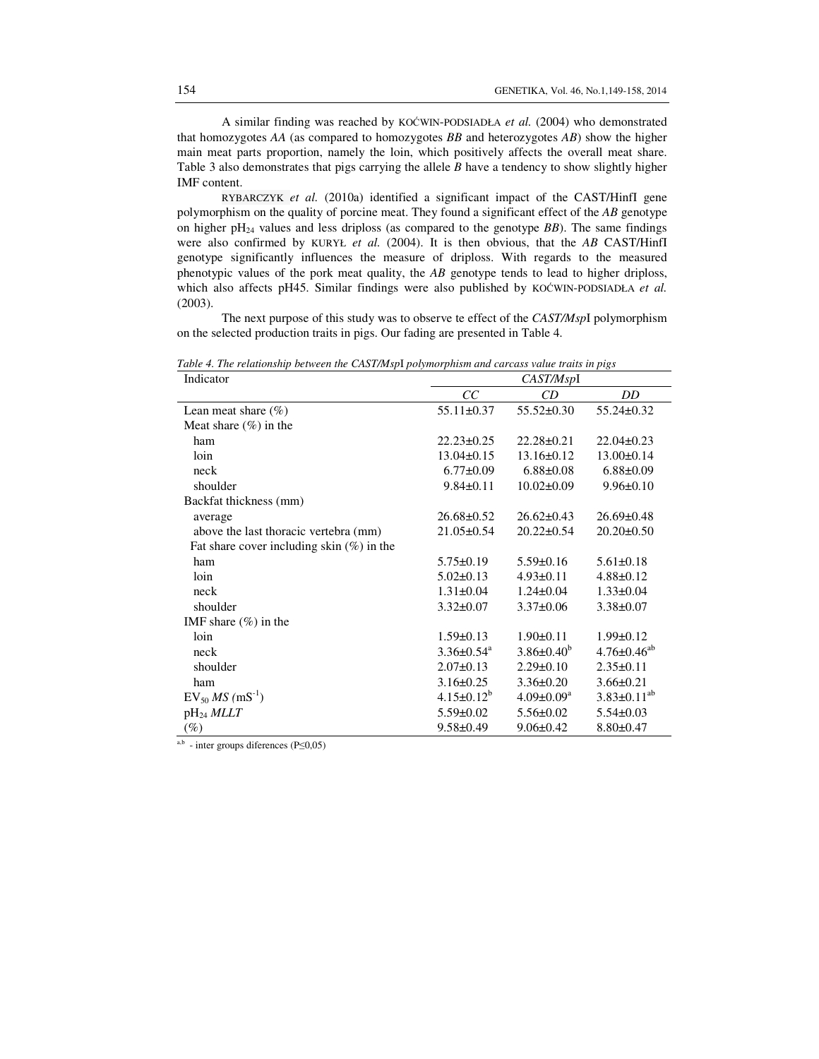A similar finding was reached by KOĆWIN-PODSIADŁA *et al.* (2004) who demonstrated that homozygotes *AA* (as compared to homozygotes *BB* and heterozygotes *AB*) show the higher main meat parts proportion, namely the loin, which positively affects the overall meat share. Table 3 also demonstrates that pigs carrying the allele *B* have a tendency to show slightly higher IMF content.

RYBARCZYK *et al.* (2010a) identified a significant impact of the CAST/HinfI gene polymorphism on the quality of porcine meat. They found a significant effect of the *AB* genotype on higher $pH_{24}$ values and less driploss (as compared to the genotype *BB*). The same findings were also confirmed by KURYŁ *et al.* (2004). It is then obvious, that the *AB* CAST/HinfI genotype significantly influences the measure of driploss. With regards to the measured phenotypic values of the pork meat quality, the *AB* genotype tends to lead to higher driploss, which also affects pH45. Similar findings were also published by KOĆWIN-PODSIADŁA *et al.* (2003).

The next purpose of this study was to observe te effect of the *CAST/Msp*I polymorphism on the selected production traits in pigs. Our fading are presented in Table 4.

*Table 4. The relationship between the CAST/MspI polymorphism and carcass value traits in pigs*

| Indicator | *CAST/Msp*I | | |
|---|---|---|---|
| | *CC* | *CD* | *DD* |
| Lean meat share (%) | 55.11±0.37 | 55.52±0.30 | 55.24±0.32 |
| Meat share (%) in the | | | |
| ham | 22.23±0.25 | 22.28±0.21 | 22.04±0.23 |
| loin | 13.04±0.15 | 13.16±0.12 | 13.00±0.14 |
| neck | 6.77±0.09 | 6.88±0.08 | 6.88±0.09 |
| shoulder | 9.84±0.11 | 10.02±0.09 | 9.96±0.10 |
| Backfat thickness (mm) | | | |
| average | 26.68±0.52 | 26.62±0.43 | 26.69±0.48 |
| above the last thoracic vertebra (mm) | 21.05±0.54 | 20.22±0.54 | 20.20±0.50 |
| Fat share cover including skin (%) in the | | | |
| ham | 5.75±0.19 | 5.59±0.16 | 5.61±0.18 |
| loin | 5.02±0.13 | 4.93±0.11 | 4.88±0.12 |
| neck | 1.31±0.04 | 1.24±0.04 | 1.33±0.04 |
| shoulder | 3.32±0.07 | 3.37±0.06 | 3.38±0.07 |
| IMF share (%) in the | | | |
| loin | 1.59±0.13 | 1.90±0.11 | 1.99±0.12 |
| neck | 3.36±0.54[a] | 3.86±0.40[b] | 4.76±0.46[ab] |
| shoulder | 2.07±0.13 | 2.29±0.10 | 2.35±0.11 |
| ham | 3.16±0.25 | 3.36±0.20 | 3.66±0.21 |
| $EV_{50}$ *MS* ($mS^{-1}$) | 4.15±0.12[b] | 4.09±0.09[a] | 3.83±0.11[ab] |
| $pH_{24}$ *MLLT* | 5.59±0.02 | 5.56±0.02 | 5.54±0.03 |
| (%) | 9.58±0.49 | 9.06±0.42 | 8.80±0.47 |

[a,b] - inter groups diferences (P≤0,05)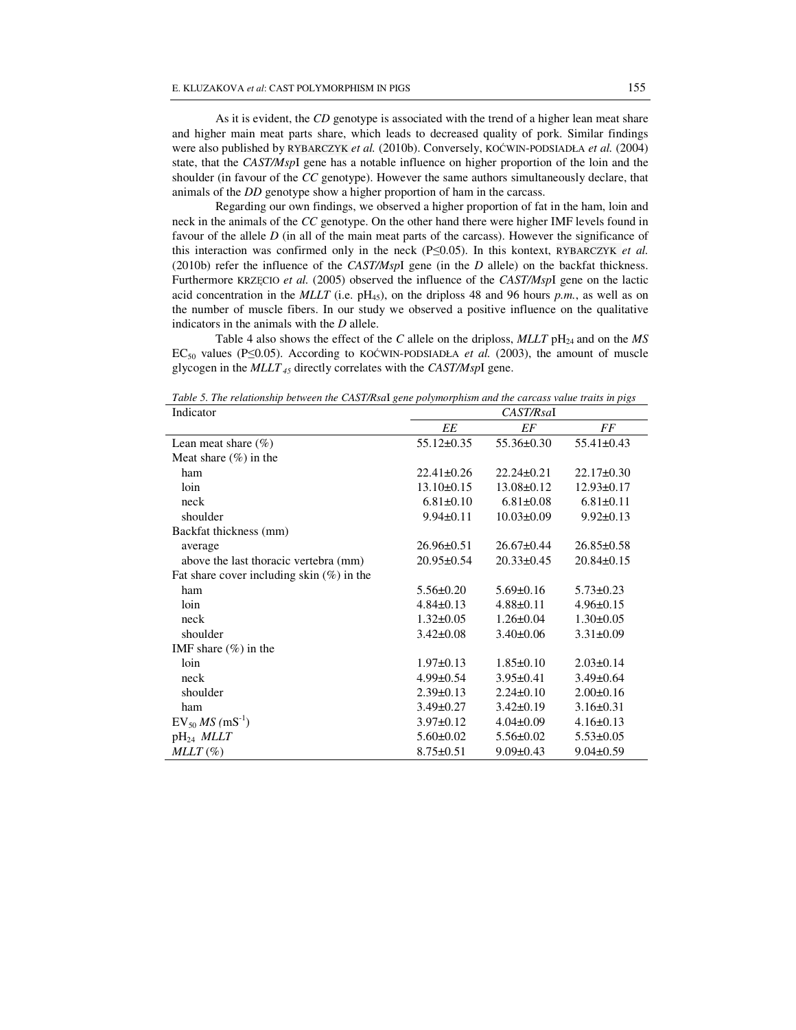As it is evident, the *CD* genotype is associated with the trend of a higher lean meat share and higher main meat parts share, which leads to decreased quality of pork. Similar findings were also published by RYBARCZYK *et al.* (2010b). Conversely, KOĆWIN-PODSIADŁA *et al.* (2004) state, that the *CAST/Msp*I gene has a notable influence on higher proportion of the loin and the shoulder (in favour of the *CC* genotype). However the same authors simultaneously declare, that animals of the *DD* genotype show a higher proportion of ham in the carcass.

Regarding our own findings, we observed a higher proportion of fat in the ham, loin and neck in the animals of the *CC* genotype. On the other hand there were higher IMF levels found in favour of the allele *D* (in all of the main meat parts of the carcass). However the significance of this interaction was confirmed only in the neck ($P \leq 0.05$). In this kontext, RYBARCZYK *et al.* (2010b) refer the influence of the *CAST/Msp*I gene (in the *D* allele) on the backfat thickness. Furthermore KRZĘCIO *et al.* (2005) observed the influence of the *CAST/Msp*I gene on the lactic acid concentration in the *MLLT* (i.e. $pH_{45}$), on the dripless 48 and 96 hours *p.m.*, as well as on the number of muscle fibers. In our study we observed a positive influence on the qualitative indicators in the animals with the *D* allele.

Table 4 also shows the effect of the *C* allele on the driploss, *MLLT* $pH_{24}$ and on the *MS* $EC_{50}$ values ($P \leq 0.05$). According to KOĆWIN-PODSIADŁA *et al.* (2003), the amount of muscle glycogen in the $MLLT_{45}$ directly correlates with the *CAST/Msp*I gene.

*Table 5. The relationship between the CAST/RsaI gene polymorphism and the carcass value traits in pigs*

| Indicator | *CAST/Rsa*I | | |
|---|---|---|---|
| | *EE* | *EF* | *FF* |
| Lean meat share (%) | 55.12±0.35 | 55.36±0.30 | 55.41±0.43 |
| Meat share (%) in the | | | |
| ham | 22.41±0.26 | 22.24±0.21 | 22.17±0.30 |
| loin | 13.10±0.15 | 13.08±0.12 | 12.93±0.17 |
| neck | 6.81±0.10 | 6.81±0.08 | 6.81±0.11 |
| shoulder | 9.94±0.11 | 10.03±0.09 | 9.92±0.13 |
| Backfat thickness (mm) | | | |
| average | 26.96±0.51 | 26.67±0.44 | 26.85±0.58 |
| above the last thoracic vertebra (mm) | 20.95±0.54 | 20.33±0.45 | 20.84±0.15 |
| Fat share cover including skin (%) in the | | | |
| ham | 5.56±0.20 | 5.69±0.16 | 5.73±0.23 |
| loin | 4.84±0.13 | 4.88±0.11 | 4.96±0.15 |
| neck | 1.32±0.05 | 1.26±0.04 | 1.30±0.05 |
| shoulder | 3.42±0.08 | 3.40±0.06 | 3.31±0.09 |
| IMF share (%) in the | | | |
| loin | 1.97±0.13 | 1.85±0.10 | 2.03±0.14 |
| neck | 4.99±0.54 | 3.95±0.41 | 3.49±0.64 |
| shoulder | 2.39±0.13 | 2.24±0.10 | 2.00±0.16 |
| ham | 3.49±0.27 | 3.42±0.19 | 3.16±0.31 |
| $EV_{50}$ *MS* ($mS^{-1}$) | 3.97±0.12 | 4.04±0.09 | 4.16±0.13 |
| $pH_{24}$ *MLLT* | 5.60±0.02 | 5.56±0.02 | 5.53±0.05 |
| *MLLT* (%) | 8.75±0.51 | 9.09±0.43 | 9.04±0.59 |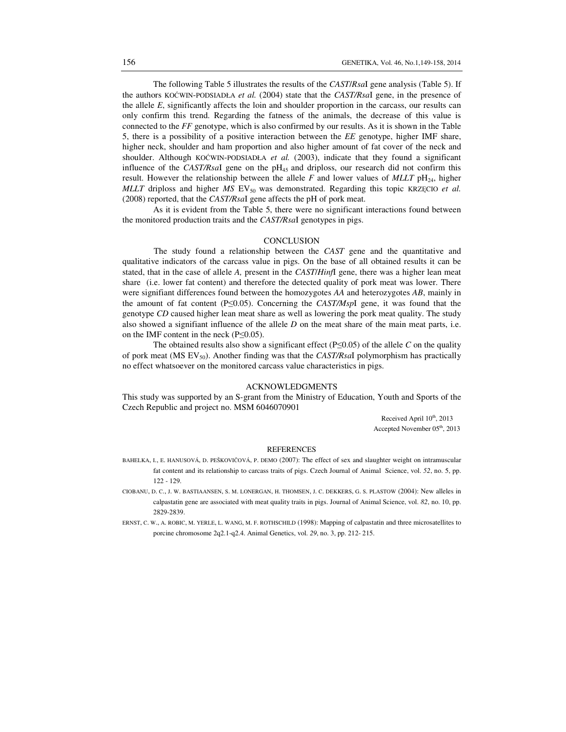The following Table 5 illustrates the results of the *CAST/Rsa*I gene analysis (Table 5). If the authors KOĆWIN-PODSIADŁA *et al.* (2004) state that the *CAST/Rsa*I gene, in the presence of the allele *E*, significantly affects the loin and shoulder proportion in the carcass, our results can only confirm this trend. Regarding the fatness of the animals, the decrease of this value is connected to the *FF* genotype, which is also confirmed by our results. As it is shown in the Table 5, there is a possibility of a positive interaction between the *EE* genotype, higher IMF share, higher neck, shoulder and ham proportion and also higher amount of fat cover of the neck and shoulder. Although KOĆWIN-PODSIADŁA *et al.* (2003), indicate that they found a significant influence of the *CAST/Rsa*I gene on the $pH_{45}$ and driploss, our research did not confirm this result. However the relationship between the allele *F* and lower values of *MLLT* $pH_{24}$, higher *MLLT* driploss and higher *MS* $EV_{50}$ was demonstrated. Regarding this topic KRZĘCIO *et al.* (2008) reported, that the *CAST/Rsa*I gene affects the pH of pork meat.

As it is evident from the Table 5, there were no significant interactions found between the monitored production traits and the *CAST/Rsa*I genotypes in pigs.

## CONCLUSION

The study found a relationship between the *CAST* gene and the quantitative and qualitative indicators of the carcass value in pigs. On the base of all obtained results it can be stated, that in the case of allele *A,* present in the *CAST/Hinf*I gene, there was a higher lean meat share (i.e. lower fat content) and therefore the detected quality of pork meat was lower. There were signifiant differences found between the homozygotes *AA* and heterozygotes *AB*, mainly in the amount of fat content ($P \leq 0.05$). Concerning the *CAST/Msp*I gene, it was found that the genotype *CD* caused higher lean meat share as well as lowering the pork meat quality. The study also showed a signifiant influence of the allele *D* on the meat share of the main meat parts, i.e. on the IMF content in the neck ($P \leq 0.05$).

The obtained results also show a significant effect ($P \leq 0.05$) of the allele *C* on the quality of pork meat (MS $EV_{50}$). Another finding was that the *CAST/Rsa*I polymorphism has practically no effect whatsoever on the monitored carcass value characteristics in pigs.

## ACKNOWLEDGMENTS

This study was supported by an S-grant from the Ministry of Education, Youth and Sports of the Czech Republic and project no. MSM 6046070901

Received April 10th, 2013
Accepted November 05th, 2013

## REFERENCES

BAHELKA, I., E. HANUSOVÁ, D. PEŠKOVIČOVÁ, P. DEMO (2007): The effect of sex and slaughter weight on intramuscular fat content and its relationship to carcass traits of pigs. Czech Journal of Animal Science, vol. *52*, no. 5, pp. 122 - 129.

CIOBANU, D. C., J. W. BASTIAANSEN, S. M. LONERGAN, H. THOMSEN, J. C. DEKKERS, G. S. PLASTOW (2004): New alleles in calpastatin gene are associated with meat quality traits in pigs. Journal of Animal Science, vol. *82*, no. 10, pp. 2829-2839.

ERNST, C. W., A. ROBIC, M. YERLE, L. WANG, M. F. ROTHSCHILD (1998): Mapping of calpastatin and three microsatellites to porcine chromosome 2q2.1-q2.4. Animal Genetics, vol. *29*, no. 3, pp. 212- 215.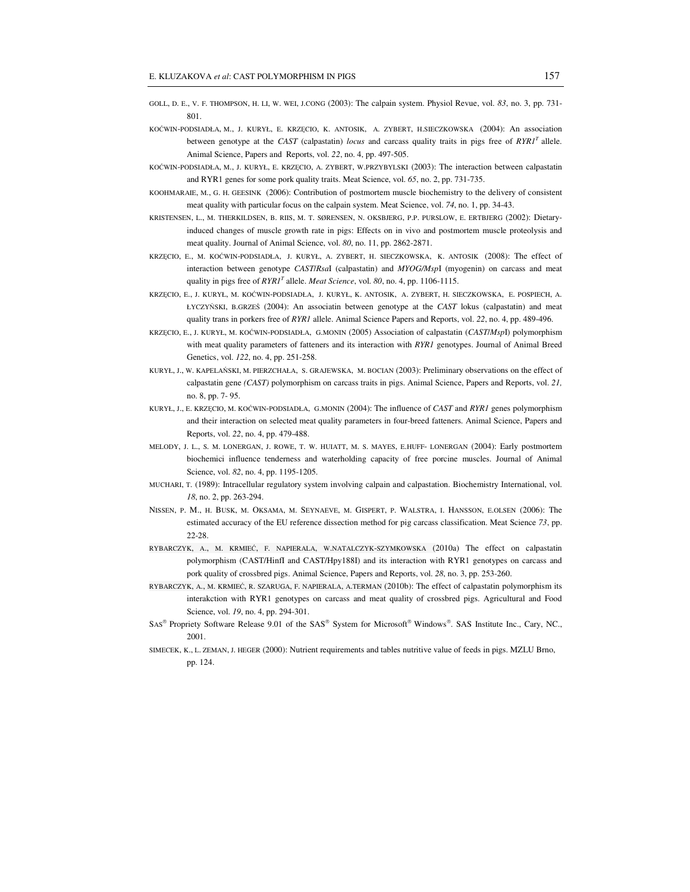GOLL, D. E., V. F. THOMPSON, H. LI, W. WEI, J.CONG (2003): The calpain system. Physiol Revue, vol. *83*, no. 3, pp. 731-801.

KOĆWIN-PODSIADŁA, M., J. KURYŁ, E. KRZĘCIO, K. ANTOSIK, A. ZYBERT, H.SIECZKOWSKA (2004): An association between genotype at the *CAST* (calpastatin) *locus* and carcass quality traits in pigs free of *RYR1*$^T$ allele. Animal Science, Papers and Reports, vol. *22*, no. 4, pp. 497-505.

KOĆWIN-PODSIADŁA, M., J. KURYŁ, E. KRZĘCIO, A. ZYBERT, W.PRZYBYLSKI (2003): The interaction between calpastatin and RYR1 genes for some pork quality traits. Meat Science, vol. *65*, no. 2, pp. 731-735.

KOOHMARAIE, M., G. H. GEESINK (2006): Contribution of postmortem muscle biochemistry to the delivery of consistent meat quality with particular focus on the calpain system. Meat Science, vol. *74*, no. 1, pp. 34-43.

KRISTENSEN, L., M. THERKILDSEN, B. RIIS, M. T. SØRENSEN, N. OKSBJERG, P.P. PURSLOW, E. ERTBJERG (2002): Dietary-induced changes of muscle growth rate in pigs: Effects on in vivo and postmortem muscle proteolysis and meat quality. Journal of Animal Science, vol. *80*, no. 11, pp. 2862-2871.

KRZĘCIO, E., M. KOĆWIN-PODSIADŁA, J. KURYŁ, A. ZYBERT, H. SIECZKOWSKA, K. ANTOSIK (2008): The effect of interaction between genotype *CAST*/*Rsa*I (calpastatin) and *MYOG/Msp*I (myogenin) on carcass and meat quality in pigs free of *RYR1*$^T$ allele. *Meat Science*, vol. *80*, no. 4, pp. 1106-1115.

KRZĘCIO, E., J. KURYŁ, M. KOĆWIN-PODSIADŁA, J. KURYŁ, K. ANTOSIK, A. ZYBERT, H. SIECZKOWSKA, E. POSPIECH, A. ŁYCZYŃSKI, B.GRZEŚ (2004): An associatin between genotype at the *CAST* lokus (calpastatin) and meat quality trans in porkers free of *RYR1* allele. Animal Science Papers and Reports, vol. *22*, no. 4, pp. 489-496.

KRZĘCIO, E., J. KURYŁ, M. KOĆWIN-PODSIADŁA, G.MONIN (2005) Association of calpastatin (*CAST*/*Msp*I) polymorphism with meat quality parameters of fatteners and its interaction with *RYR1* genotypes. Journal of Animal Breed Genetics, vol. *122*, no. 4, pp. 251-258.

KURYŁ, J., W. KAPELAŃSKI, M. PIERZCHAŁA, S. GRAJEWSKA, M. BOCIAN (2003): Preliminary observations on the effect of calpastatin gene *(CAST)* polymorphism on carcass traits in pigs. Animal Science, Papers and Reports, vol. *21,* no. 8, pp. 7- 95.

KURYŁ, J., E. KRZĘCIO, M. KOĆWIN-PODSIADŁA, G.MONIN (2004): The influence of *CAST* and *RYR1* genes polymorphism and their interaction on selected meat quality parameters in four-breed fatteners. Animal Science, Papers and Reports, vol. *22*, no. 4, pp. 479-488.

MELODY, J. L., S. M. LONERGAN, J. ROWE, T. W. HUIATT, M. S. MAYES, E.HUFF- LONERGAN (2004): Early postmortem biochemici influence tenderness and waterholding capacity of free porcine muscles. Journal of Animal Science, vol. *82*, no. 4, pp. 1195-1205.

MUCHARI, T. (1989): Intracellular regulatory system involving calpain and calpastation. Biochemistry International, vol. *18*, no. 2, pp. 263-294.

NISSEN, P. M., H. BUSK, M. OKSAMA, M. SEYNAEVE, M. GISPERT, P. WALSTRA, I. HANSSON, E.OLSEN (2006): The estimated accuracy of the EU reference dissection method for pig carcass classification. Meat Science *73*, pp. 22-28.

RYBARCZYK, A., M. KRMIEĆ, F. NAPIERALA, W.NATALCZYK-SZYMKOWSKA (2010a) The effect on calpastatin polymorphism (CAST/HinfI and CAST/Hpy188I) and its interaction with RYR1 genotypes on carcass and pork quality of crossbred pigs. Animal Science, Papers and Reports, vol. *28*, no. 3, pp. 253-260.

RYBARCZYK, A., M. KRMIEĆ, R. SZARUGA, F. NAPIERALA, A.TERMAN (2010b): The effect of calpastatin polymorphism its interakction with RYR1 genotypes on carcass and meat quality of crossbred pigs. Agricultural and Food Science, vol. *19*, no. 4, pp. 294-301.

SAS® Propriety Software Release 9.01 of the SAS® System for Microsoft® Windows®. SAS Institute Inc., Cary, NC., 2001.

SIMECEK, K., L. ZEMAN, J. HEGER (2000): Nutrient requirements and tables nutritive value of feeds in pigs. MZLU Brno, pp. 124.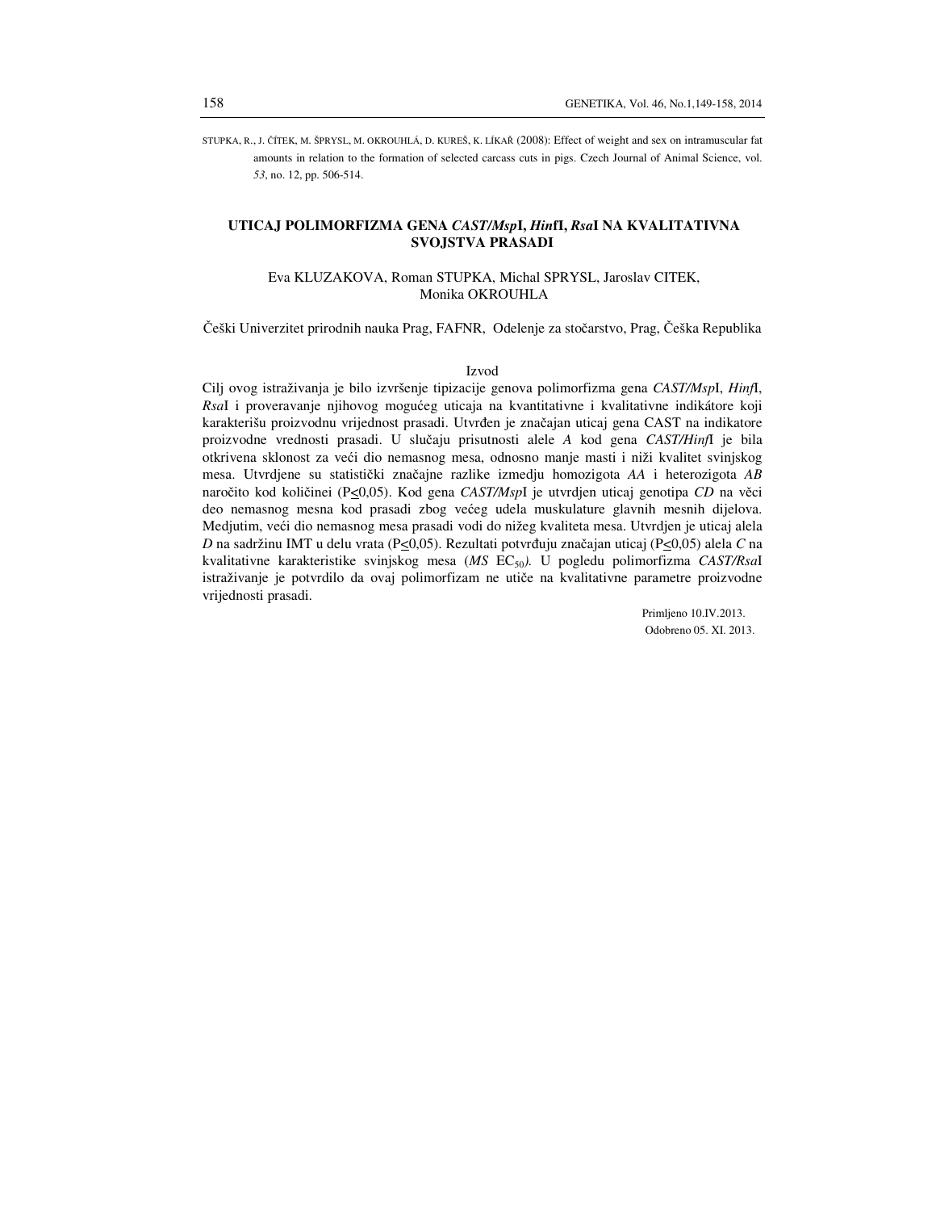STUPKA, R., J. ČÍTEK, M. ŠPRYSL, M. OKROUHLÁ, D. KUREŠ, K. LÍKAŘ (2008): Effect of weight and sex on intramuscular fat amounts in relation to the formation of selected carcass cuts in pigs. Czech Journal of Animal Science, vol. *53*, no. 12, pp. 506-514.

## UTICAJ POLIMORFIZMA GENA *CAST/Msp*I, *Hinf*I, *Rsa*I NA KVALITATIVNA SVOJSTVA PRASADI

Eva KLUZAKOVA, Roman STUPKA, Michal SPRYSL, Jaroslav CITEK, Monika OKROUHLA

Češki Univerzitet prirodnih nauka Prag, FAFNR, Odelenje za stočarstvo, Prag, Češka Republika

### Izvod

Cilj ovog istraživanja je bilo izvršenje tipizacije genova polimorfizma gena *CAST/Msp*I, *Hinf*I, *Rsa*I i proveravanje njihovog mogućeg uticaja na kvantitativne i kvalitativne indikátore koji karakterišu proizvodnu vrijednost prasadi. Utvrđen je značajan uticaj gena CAST na indikatore proizvodne vrednosti prasadi. U slučaju prisutnosti alele *A* kod gena *CAST/Hinf*I je bila otkrivena sklonost za veći dio nemasnog mesa, odnosno manje masti i niži kvalitet svinjskog mesa. Utvrdjene su statistički značajne razlike izmedju homozigota *AA* i heterozigota *AB* naročito kod količinei ($P \leq 0{,}05$). Kod gena *CAST/Msp*I je utvrdjen uticaj genotipa *CD* na věci deo nemasnog mesna kod prasadi zbog većeg udela muskulature glavnih mesnih dijelova. Medjutim, veći dio nemasnog mesa prasadi vodi do nižeg kvaliteta mesa. Utvrdjen je uticaj alela *D* na sadržinu IMT u delu vrata ($P \leq 0{,}05$). Rezultati potvrđuju značajan uticaj ($P \leq 0{,}05$) alela *C* na kvalitativne karakteristike svinjskog mesa (*MS* $EC_{50}$). U pogledu polimorfizma *CAST/Rsa*I istraživanje je potvrdilo da ovaj polimorfizam ne utiče na kvalitativne parametre proizvodne vrijednosti prasadi.

Primljeno 10.IV.2013.
Odobreno 05. XI. 2013.